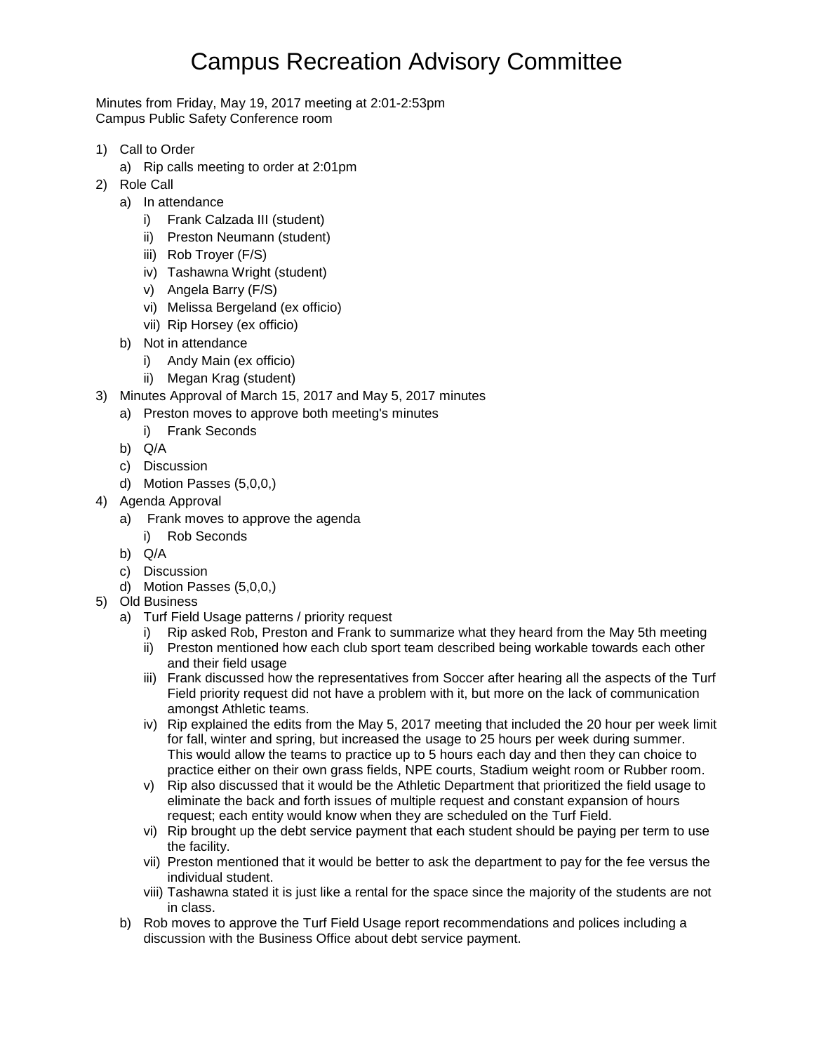# Campus Recreation Advisory Committee

Minutes from Friday, May 19, 2017 meeting at 2:01-2:53pm
Campus Public Safety Conference room

1) Call to Order
   a) Rip calls meeting to order at 2:01pm
2) Role Call
   a) In attendance
      i) Frank Calzada III (student)
      ii) Preston Neumann (student)
      iii) Rob Troyer (F/S)
      iv) Tashawna Wright (student)
      v) Angela Barry (F/S)
      vi) Melissa Bergeland (ex officio)
      vii) Rip Horsey (ex officio)
   b) Not in attendance
      i) Andy Main (ex officio)
      ii) Megan Krag (student)
3) Minutes Approval of March 15, 2017 and May 5, 2017 minutes
   a) Preston moves to approve both meeting's minutes
      i) Frank Seconds
   b) Q/A
   c) Discussion
   d) Motion Passes (5,0,0,)
4) Agenda Approval
   a) Frank moves to approve the agenda
      i) Rob Seconds
   b) Q/A
   c) Discussion
   d) Motion Passes (5,0,0,)
5) Old Business
   a) Turf Field Usage patterns / priority request
      i) Rip asked Rob, Preston and Frank to summarize what they heard from the May 5th meeting
      ii) Preston mentioned how each club sport team described being workable towards each other and their field usage
      iii) Frank discussed how the representatives from Soccer after hearing all the aspects of the Turf Field priority request did not have a problem with it, but more on the lack of communication amongst Athletic teams.
      iv) Rip explained the edits from the May 5, 2017 meeting that included the 20 hour per week limit for fall, winter and spring, but increased the usage to 25 hours per week during summer. This would allow the teams to practice up to 5 hours each day and then they can choice to practice either on their own grass fields, NPE courts, Stadium weight room or Rubber room.
      v) Rip also discussed that it would be the Athletic Department that prioritized the field usage to eliminate the back and forth issues of multiple request and constant expansion of hours request; each entity would know when they are scheduled on the Turf Field.
      vi) Rip brought up the debt service payment that each student should be paying per term to use the facility.
      vii) Preston mentioned that it would be better to ask the department to pay for the fee versus the individual student.
      viii) Tashawna stated it is just like a rental for the space since the majority of the students are not in class.
   b) Rob moves to approve the Turf Field Usage report recommendations and polices including a discussion with the Business Office about debt service payment.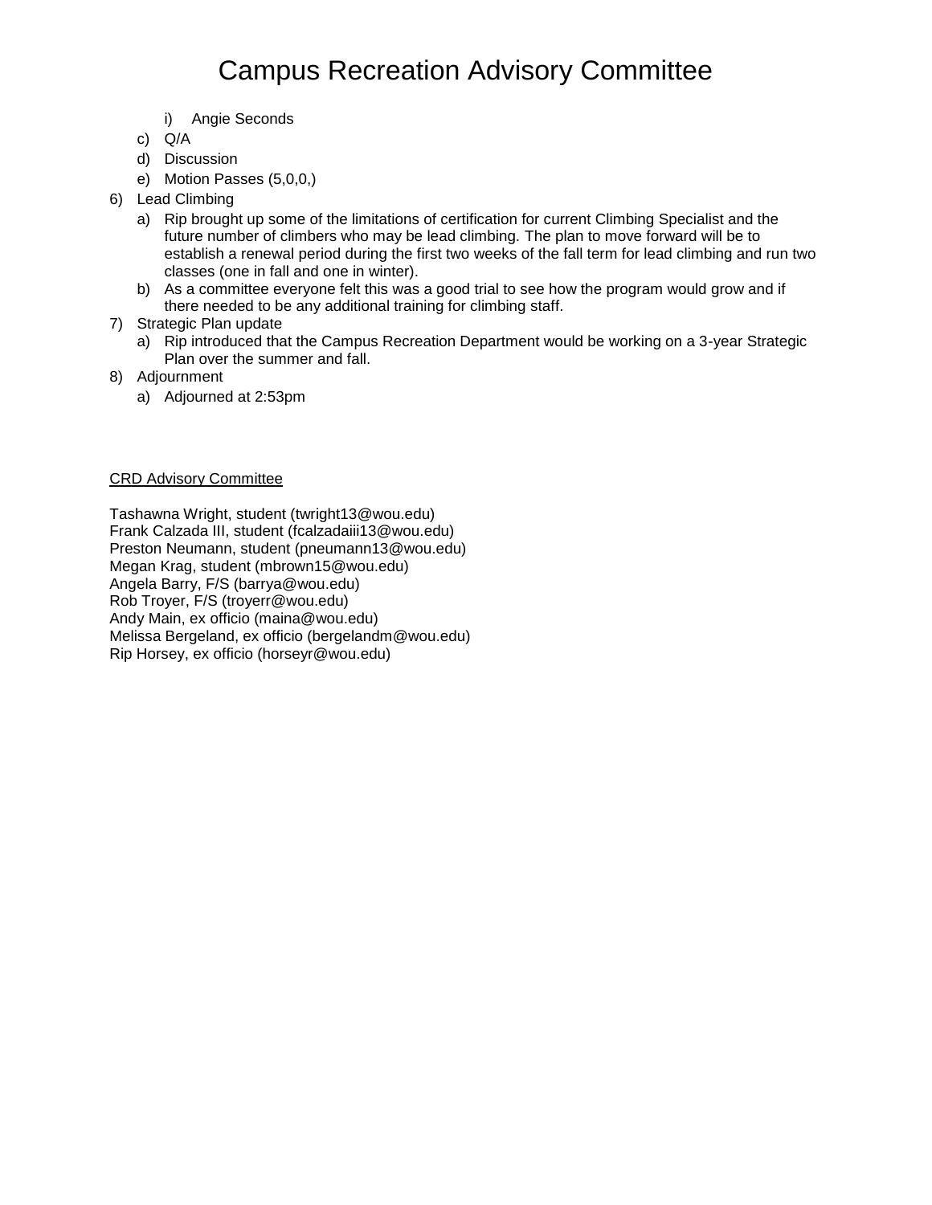# Campus Recreation Advisory Committee

        i) Angie Seconds
    c) Q/A
    d) Discussion
    e) Motion Passes (5,0,0,)
6) Lead Climbing
    a) Rip brought up some of the limitations of certification for current Climbing Specialist and the future number of climbers who may be lead climbing. The plan to move forward will be to establish a renewal period during the first two weeks of the fall term for lead climbing and run two classes (one in fall and one in winter).
    b) As a committee everyone felt this was a good trial to see how the program would grow and if there needed to be any additional training for climbing staff.
7) Strategic Plan update
    a) Rip introduced that the Campus Recreation Department would be working on a 3-year Strategic Plan over the summer and fall.
8) Adjournment
    a) Adjourned at 2:53pm

<u>CRD Advisory Committee</u>

Tashawna Wright, student (twright13@wou.edu)
Frank Calzada III, student (fcalzadaiii13@wou.edu)
Preston Neumann, student (pneumann13@wou.edu)
Megan Krag, student (mbrown15@wou.edu)
Angela Barry, F/S (barrya@wou.edu)
Rob Troyer, F/S (troyerr@wou.edu)
Andy Main, ex officio (maina@wou.edu)
Melissa Bergeland, ex officio (bergelandm@wou.edu)
Rip Horsey, ex officio (horseyr@wou.edu)